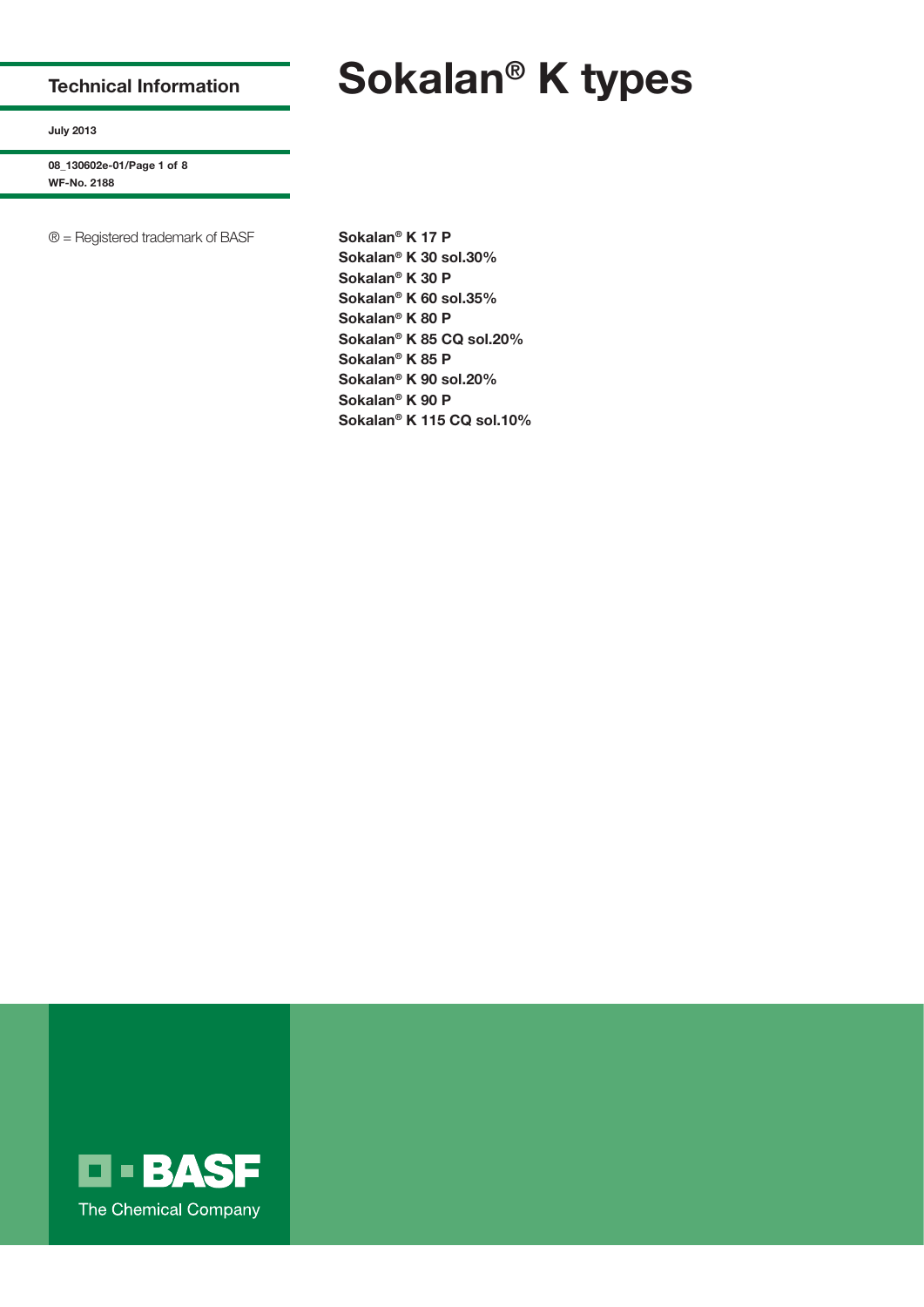# Sokalan® K types

**Technical Information**

**July 2013**

**08_130602e-01**
**WF-No. 2188**

® = Registered trademark of BASF

**Sokalan® K 17 P**
**Sokalan® K 30 sol.30%**
**Sokalan® K 30 P**
**Sokalan® K 60 sol.35%**
**Sokalan® K 80 P**
**Sokalan® K 85 CQ sol.20%**
**Sokalan® K 85 P**
**Sokalan® K 90 sol.20%**
**Sokalan® K 90 P**
**Sokalan® K 115 CQ sol.10%**

BASF
The Chemical Company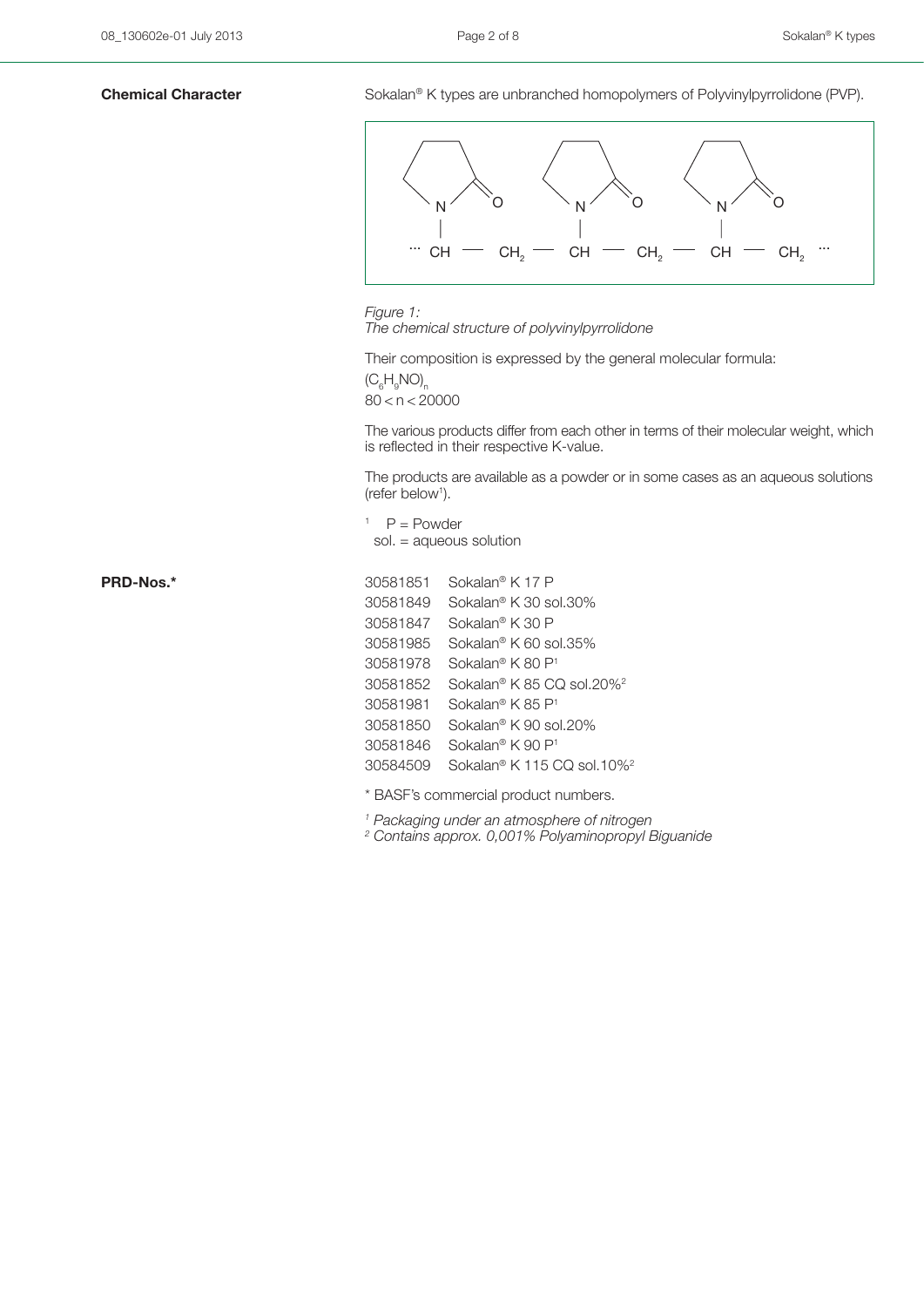**Chemical Character**

Sokalan® K types are unbranched homopolymers of Polyvinylpyrrolidone (PVP).

*Figure 1:*
*The chemical structure of polyvinylpyrrolidone*

Their composition is expressed by the general molecular formula:

$(C_6H_9NO)_n$

$80 < n < 20000$

The various products differ from each other in terms of their molecular weight, which is reflected in their respective K-value.

The products are available as a powder or in some cases as an aqueous solutions (refer below[1]).

[1] P = Powder
sol. = aqueous solution

**PRD-Nos.***

| | |
|---|---|
| 30581851 | Sokalan® K 17 P |
| 30581849 | Sokalan® K 30 sol.30% |
| 30581847 | Sokalan® K 30 P |
| 30581985 | Sokalan® K 60 sol.35% |
| 30581978 | Sokalan® K 80 P[1] |
| 30581852 | Sokalan® K 85 CQ sol.20%[2] |
| 30581981 | Sokalan® K 85 P[1] |
| 30581850 | Sokalan® K 90 sol.20% |
| 30581846 | Sokalan® K 90 P[1] |
| 30584509 | Sokalan® K 115 CQ sol.10%[2] |

* BASF's commercial product numbers.

[1] *Packaging under an atmosphere of nitrogen*
[2] *Contains approx. 0,001% Polyaminopropyl Biguanide*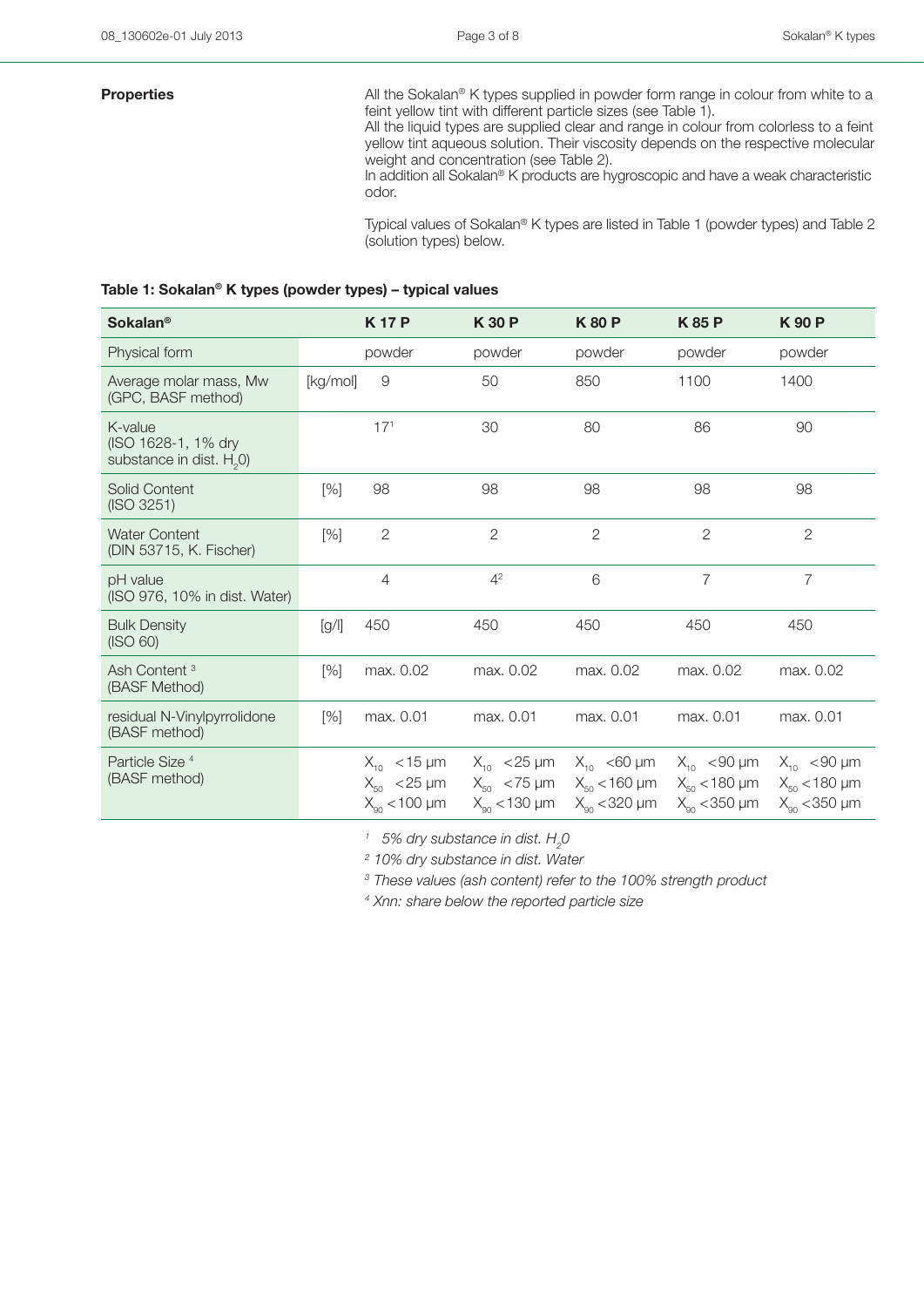**Properties**

All the Sokalan® K types supplied in powder form range in colour from white to a feint yellow tint with different particle sizes (see Table 1).
All the liquid types are supplied clear and range in colour from colorless to a feint yellow tint aqueous solution. Their viscosity depends on the respective molecular weight and concentration (see Table 2).
In addition all Sokalan® K products are hygroscopic and have a weak characteristic odor.

Typical values of Sokalan® K types are listed in Table 1 (powder types) and Table 2 (solution types) below.

**Table 1: Sokalan® K types (powder types) – typical values**

| Sokalan® | | K 17 P | K 30 P | K 80 P | K 85 P | K 90 P |
|---|---|---|---|---|---|---|
| Physical form | | powder | powder | powder | powder | powder |
| Average molar mass, Mw (GPC, BASF method) | [kg/mol] | 9 | 50 | 850 | 1100 | 1400 |
| K-value (ISO 1628-1, 1% dry substance in dist. $H_2O$) | | 17[1] | 30 | 80 | 86 | 90 |
| Solid Content (ISO 3251) | [%] | 98 | 98 | 98 | 98 | 98 |
| Water Content (DIN 53715, K. Fischer) | [%] | 2 | 2 | 2 | 2 | 2 |
| pH value (ISO 976, 10% in dist. Water) | | 4 | 4[2] | 6 | 7 | 7 |
| Bulk Density (ISO 60) | [g/l] | 450 | 450 | 450 | 450 | 450 |
| Ash Content [3] (BASF Method) | [%] | max. 0.02 | max. 0.02 | max. 0.02 | max. 0.02 | max. 0.02 |
| residual N-Vinylpyrrolidone (BASF method) | [%] | max. 0.01 | max. 0.01 | max. 0.01 | max. 0.01 | max. 0.01 |
| Particle Size [4] (BASF method) | | $X_{10}$ <15 µm<br>$X_{50}$ <25 µm<br>$X_{90}$ <100 µm | $X_{10}$ <25 µm<br>$X_{50}$ <75 µm<br>$X_{90}$ <130 µm | $X_{10}$ <60 µm<br>$X_{50}$ <160 µm<br>$X_{90}$ <320 µm | $X_{10}$ <90 µm<br>$X_{50}$ <180 µm<br>$X_{90}$ <350 µm | $X_{10}$ <90 µm<br>$X_{50}$ <180 µm<br>$X_{90}$ <350 µm |

*[1] 5% dry substance in dist. $H_2O$*

*[2] 10% dry substance in dist. Water*

*[3] These values (ash content) refer to the 100% strength product*

*[4] Xnn: share below the reported particle size*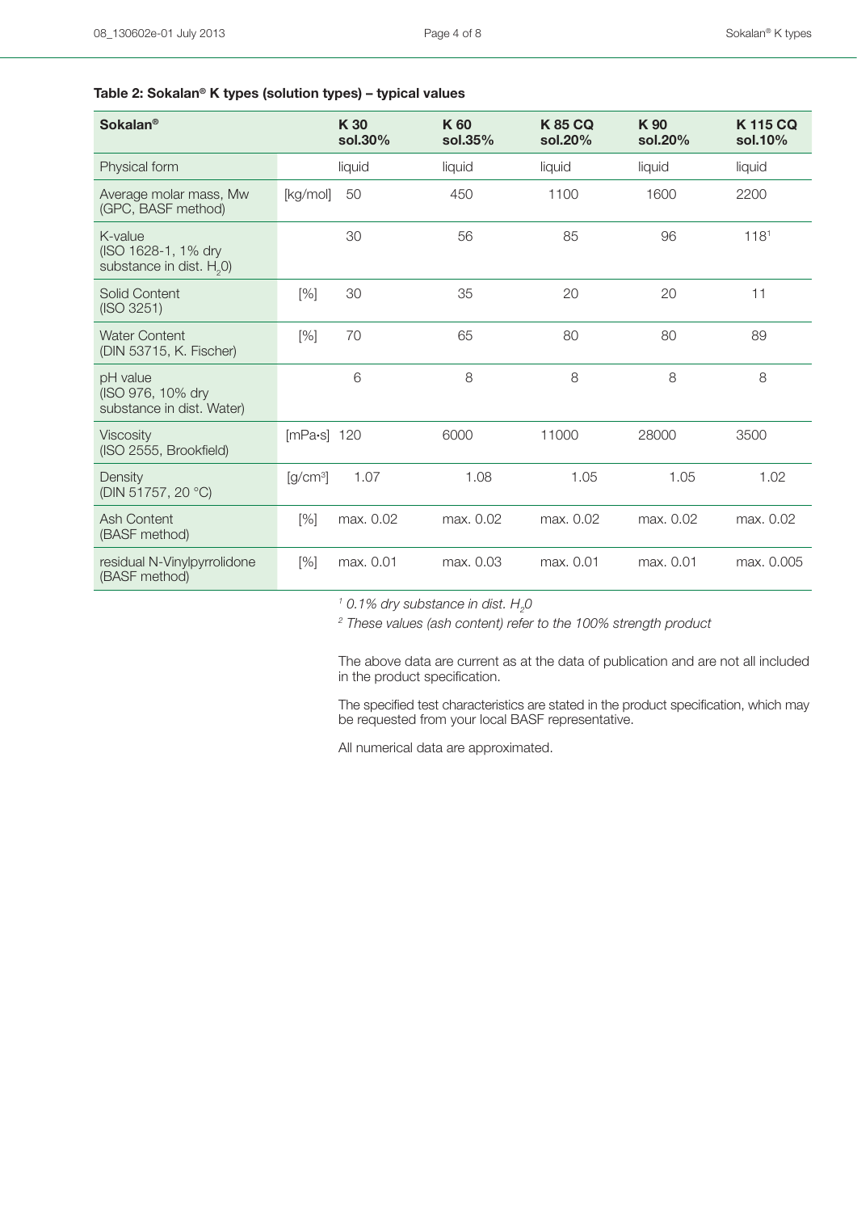**Table 2: Sokalan® K types (solution types) – typical values**

| Sokalan® | | K 30 sol.30% | K 60 sol.35% | K 85 CQ sol.20% | K 90 sol.20% | K 115 CQ sol.10% |
|---|---|---|---|---|---|---|
| Physical form | | liquid | liquid | liquid | liquid | liquid |
| Average molar mass, Mw (GPC, BASF method) | [kg/mol] | 50 | 450 | 1100 | 1600 | 2200 |
| K-value (ISO 1628-1, 1% dry substance in dist. $H_2O$) | | 30 | 56 | 85 | 96 | 118[1] |
| Solid Content (ISO 3251) | [%] | 30 | 35 | 20 | 20 | 11 |
| Water Content (DIN 53715, K. Fischer) | [%] | 70 | 65 | 80 | 80 | 89 |
| pH value (ISO 976, 10% dry substance in dist. Water) | | 6 | 8 | 8 | 8 | 8 |
| Viscosity (ISO 2555, Brookfield) | [mPa•s] | 120 | 6000 | 11000 | 28000 | 3500 |
| Density (DIN 51757, 20 °C) | [g/cm³] | 1.07 | 1.08 | 1.05 | 1.05 | 1.02 |
| Ash Content (BASF method) | [%] | max. 0.02 | max. 0.02 | max. 0.02 | max. 0.02 | max. 0.02 |
| residual N-Vinylpyrrolidone (BASF method) | [%] | max. 0.01 | max. 0.03 | max. 0.01 | max. 0.01 | max. 0.005 |

*[1] 0.1% dry substance in dist. $H_2O$*

*[2] These values (ash content) refer to the 100% strength product*

The above data are current as at the data of publication and are not all included in the product specification.

The specified test characteristics are stated in the product specification, which may be requested from your local BASF representative.

All numerical data are approximated.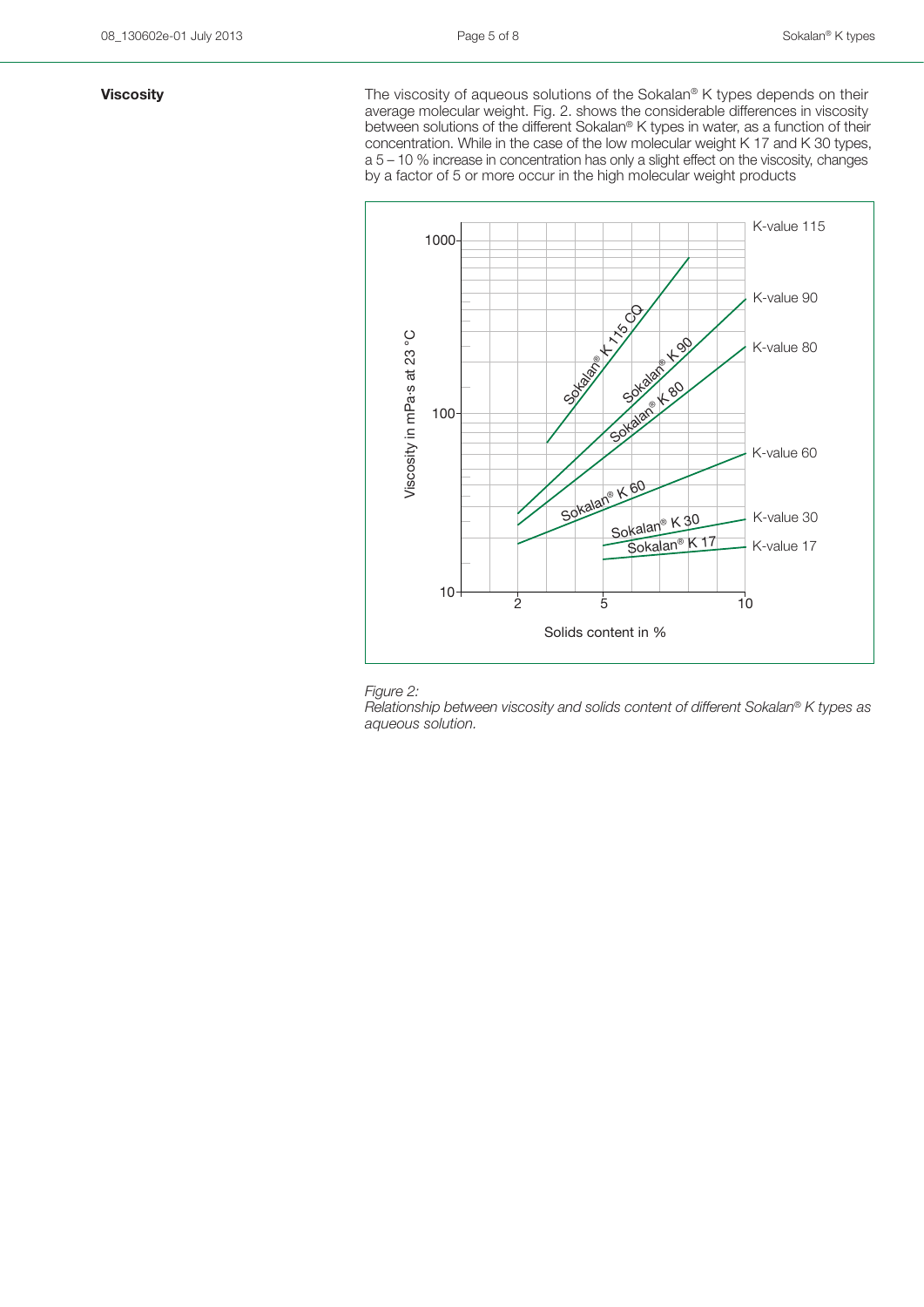## Viscosity

The viscosity of aqueous solutions of the Sokalan® K types depends on their average molecular weight. Fig. 2. shows the considerable differences in viscosity between solutions of the different Sokalan® K types in water, as a function of their concentration. While in the case of the low molecular weight K 17 and K 30 types, a 5 – 10 % increase in concentration has only a slight effect on the viscosity, changes by a factor of 5 or more occur in the high molecular weight products

*Figure 2:*
*Relationship between viscosity and solids content of different Sokalan® K types as aqueous solution.*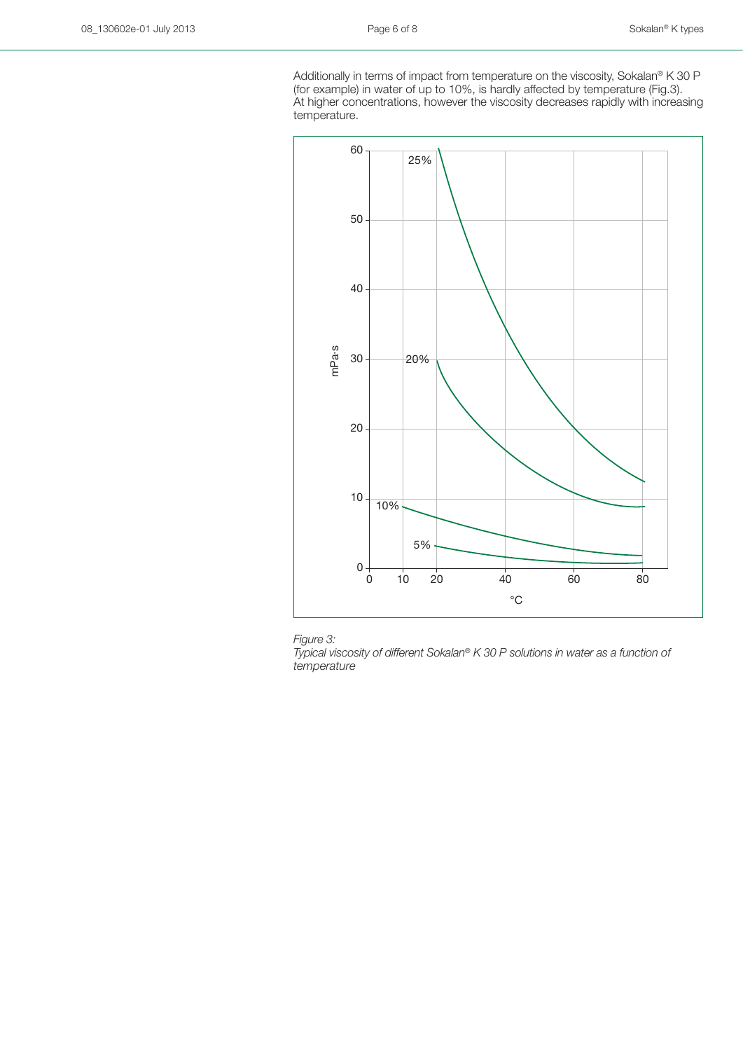Additionally in terms of impact from temperature on the viscosity, Sokalan® K 30 P (for example) in water of up to 10%, is hardly affected by temperature (Fig.3). At higher concentrations, however the viscosity decreases rapidly with increasing temperature.

*Figure 3:*
*Typical viscosity of different Sokalan® K 30 P solutions in water as a function of temperature*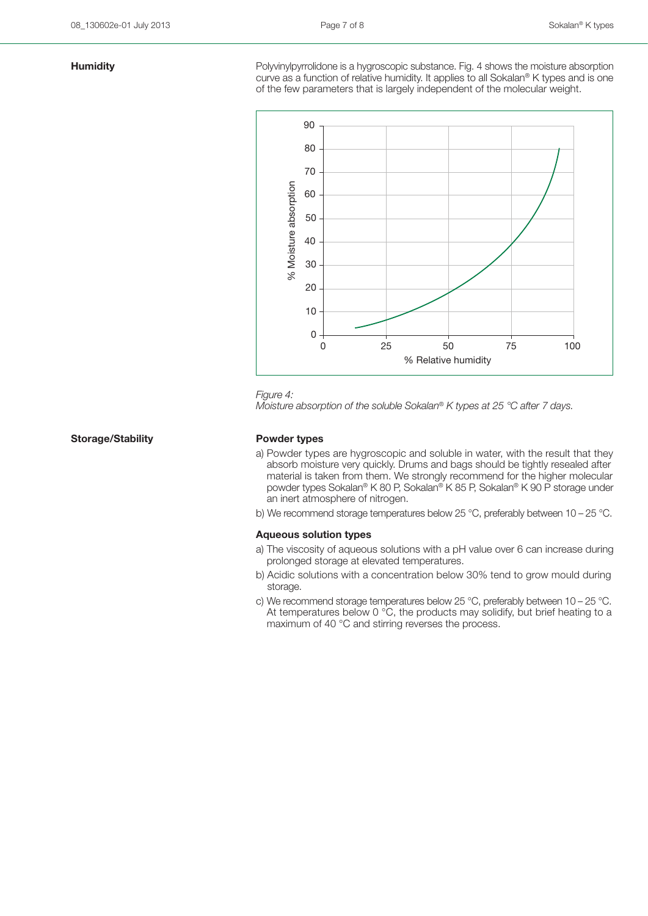## Humidity

Polyvinylpyrrolidone is a hygroscopic substance. Fig. 4 shows the moisture absorption curve as a function of relative humidity. It applies to all Sokalan® K types and is one of the few parameters that is largely independent of the molecular weight.

*Figure 4:*
*Moisture absorption of the soluble Sokalan® K types at 25 °C after 7 days.*

## Storage/Stability

### Powder types

a) Powder types are hygroscopic and soluble in water, with the result that they absorb moisture very quickly. Drums and bags should be tightly resealed after material is taken from them. We strongly recommend for the higher molecular powder types Sokalan® K 80 P, Sokalan® K 85 P, Sokalan® K 90 P storage under an inert atmosphere of nitrogen.

b) We recommend storage temperatures below 25 °C, preferably between 10 – 25 °C.

### Aqueous solution types

a) The viscosity of aqueous solutions with a pH value over 6 can increase during prolonged storage at elevated temperatures.

b) Acidic solutions with a concentration below 30% tend to grow mould during storage.

c) We recommend storage temperatures below 25 °C, preferably between 10 – 25 °C. At temperatures below 0 °C, the products may solidify, but brief heating to a maximum of 40 °C and stirring reverses the process.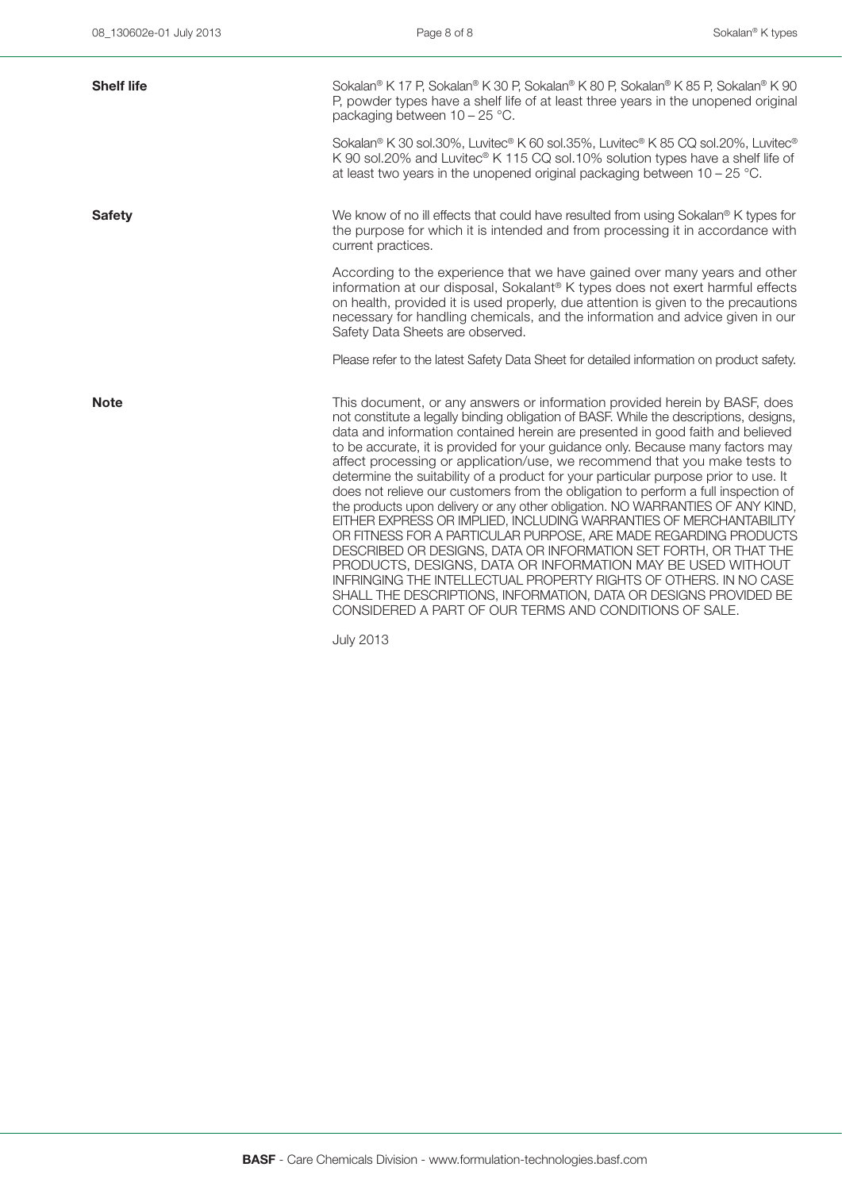**Shelf life**

Sokalan® K 17 P, Sokalan® K 30 P, Sokalan® K 80 P, Sokalan® K 85 P, Sokalan® K 90 P, powder types have a shelf life of at least three years in the unopened original packaging between 10 – 25 °C.

Sokalan® K 30 sol.30%, Luvitec® K 60 sol.35%, Luvitec® K 85 CQ sol.20%, Luvitec® K 90 sol.20% and Luvitec® K 115 CQ sol.10% solution types have a shelf life of at least two years in the unopened original packaging between 10 – 25 °C.

**Safety**

We know of no ill effects that could have resulted from using Sokalan® K types for the purpose for which it is intended and from processing it in accordance with current practices.

According to the experience that we have gained over many years and other information at our disposal, Sokalant® K types does not exert harmful effects on health, provided it is used properly, due attention is given to the precautions necessary for handling chemicals, and the information and advice given in our Safety Data Sheets are observed.

Please refer to the latest Safety Data Sheet for detailed information on product safety.

**Note**

This document, or any answers or information provided herein by BASF, does not constitute a legally binding obligation of BASF. While the descriptions, designs, data and information contained herein are presented in good faith and believed to be accurate, it is provided for your guidance only. Because many factors may affect processing or application/use, we recommend that you make tests to determine the suitability of a product for your particular purpose prior to use. It does not relieve our customers from the obligation to perform a full inspection of the products upon delivery or any other obligation. NO WARRANTIES OF ANY KIND, EITHER EXPRESS OR IMPLIED, INCLUDING WARRANTIES OF MERCHANTABILITY OR FITNESS FOR A PARTICULAR PURPOSE, ARE MADE REGARDING PRODUCTS DESCRIBED OR DESIGNS, DATA OR INFORMATION SET FORTH, OR THAT THE PRODUCTS, DESIGNS, DATA OR INFORMATION MAY BE USED WITHOUT INFRINGING THE INTELLECTUAL PROPERTY RIGHTS OF OTHERS. IN NO CASE SHALL THE DESCRIPTIONS, INFORMATION, DATA OR DESIGNS PROVIDED BE CONSIDERED A PART OF OUR TERMS AND CONDITIONS OF SALE.

July 2013